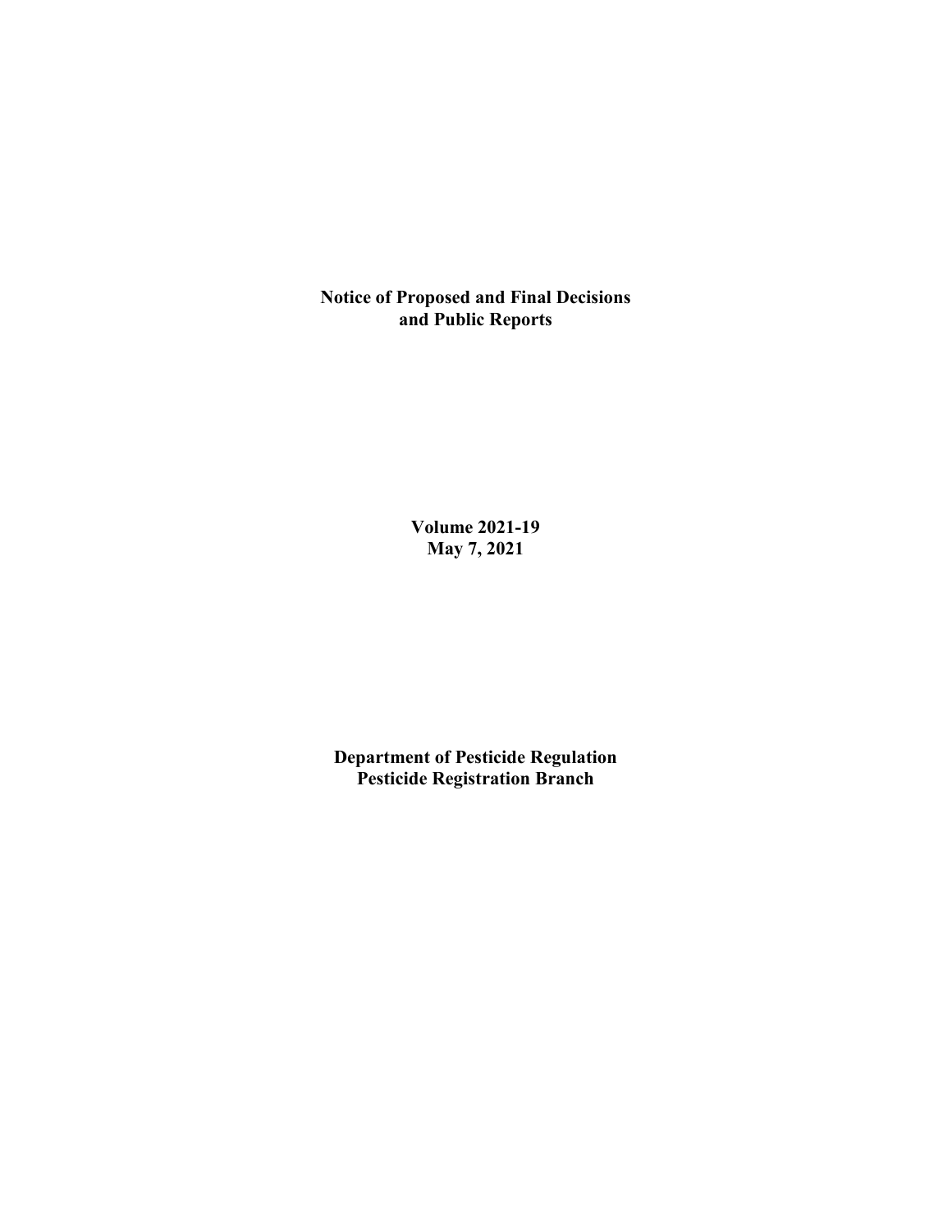**Notice of Proposed and Final Decisions and Public Reports**

**Volume 2021-19**
**May 7, 2021**

**Department of Pesticide Regulation**
**Pesticide Registration Branch**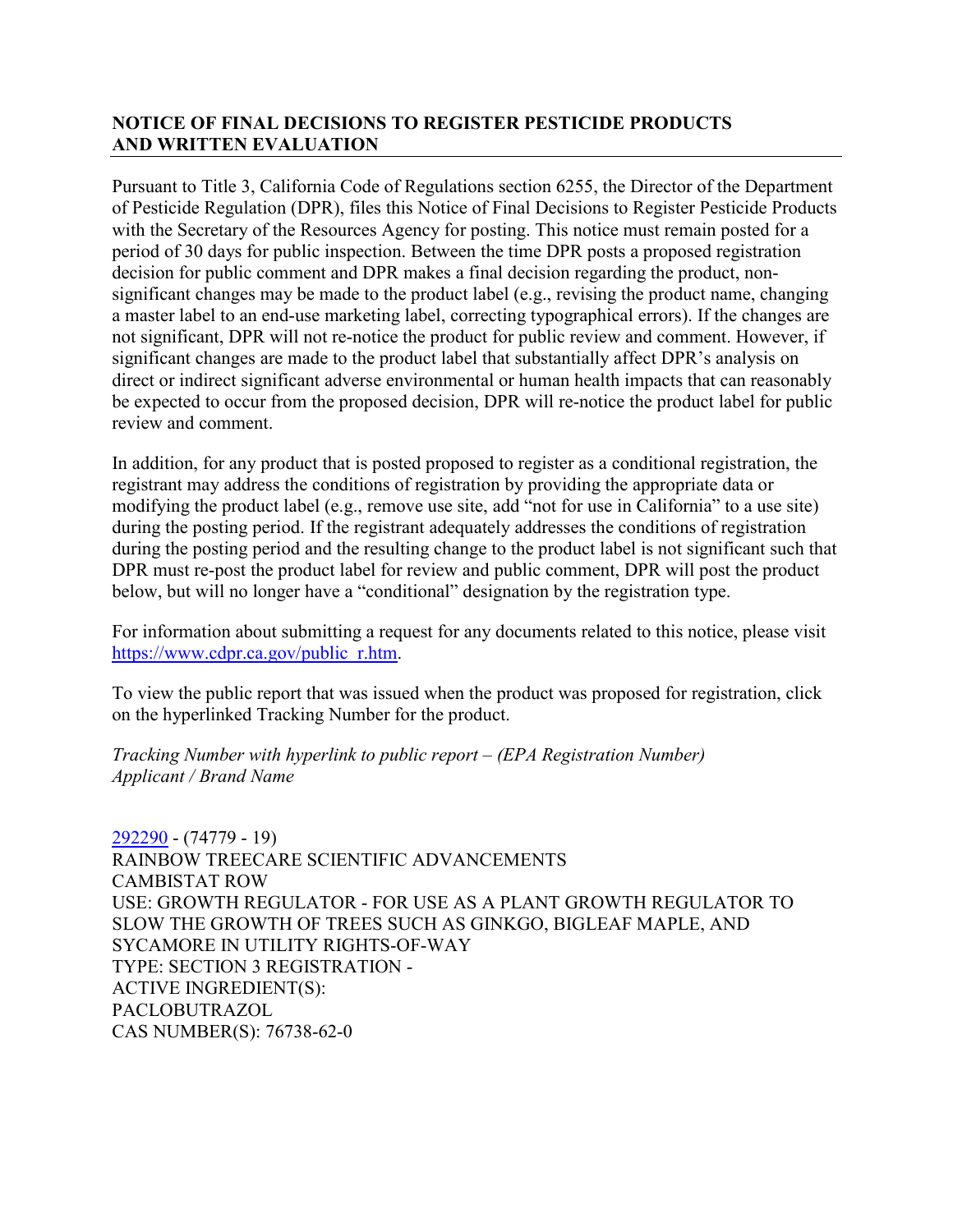## NOTICE OF FINAL DECISIONS TO REGISTER PESTICIDE PRODUCTS AND WRITTEN EVALUATION

Pursuant to Title 3, California Code of Regulations section 6255, the Director of the Department of Pesticide Regulation (DPR), files this Notice of Final Decisions to Register Pesticide Products with the Secretary of the Resources Agency for posting. This notice must remain posted for a period of 30 days for public inspection. Between the time DPR posts a proposed registration decision for public comment and DPR makes a final decision regarding the product, non-significant changes may be made to the product label (e.g., revising the product name, changing a master label to an end-use marketing label, correcting typographical errors). If the changes are not significant, DPR will not re-notice the product for public review and comment. However, if significant changes are made to the product label that substantially affect DPR's analysis on direct or indirect significant adverse environmental or human health impacts that can reasonably be expected to occur from the proposed decision, DPR will re-notice the product label for public review and comment.

In addition, for any product that is posted proposed to register as a conditional registration, the registrant may address the conditions of registration by providing the appropriate data or modifying the product label (e.g., remove use site, add "not for use in California" to a use site) during the posting period. If the registrant adequately addresses the conditions of registration during the posting period and the resulting change to the product label is not significant such that DPR must re-post the product label for review and public comment, DPR will post the product below, but will no longer have a "conditional" designation by the registration type.

For information about submitting a request for any documents related to this notice, please visit https://www.cdpr.ca.gov/public_r.htm.

To view the public report that was issued when the product was proposed for registration, click on the hyperlinked Tracking Number for the product.

*Tracking Number with hyperlink to public report – (EPA Registration Number)*
*Applicant / Brand Name*

292290 - (74779 - 19)
RAINBOW TREECARE SCIENTIFIC ADVANCEMENTS
CAMBISTAT ROW
USE: GROWTH REGULATOR - FOR USE AS A PLANT GROWTH REGULATOR TO SLOW THE GROWTH OF TREES SUCH AS GINKGO, BIGLEAF MAPLE, AND SYCAMORE IN UTILITY RIGHTS-OF-WAY
TYPE: SECTION 3 REGISTRATION -
ACTIVE INGREDIENT(S):
PACLOBUTRAZOL
CAS NUMBER(S): 76738-62-0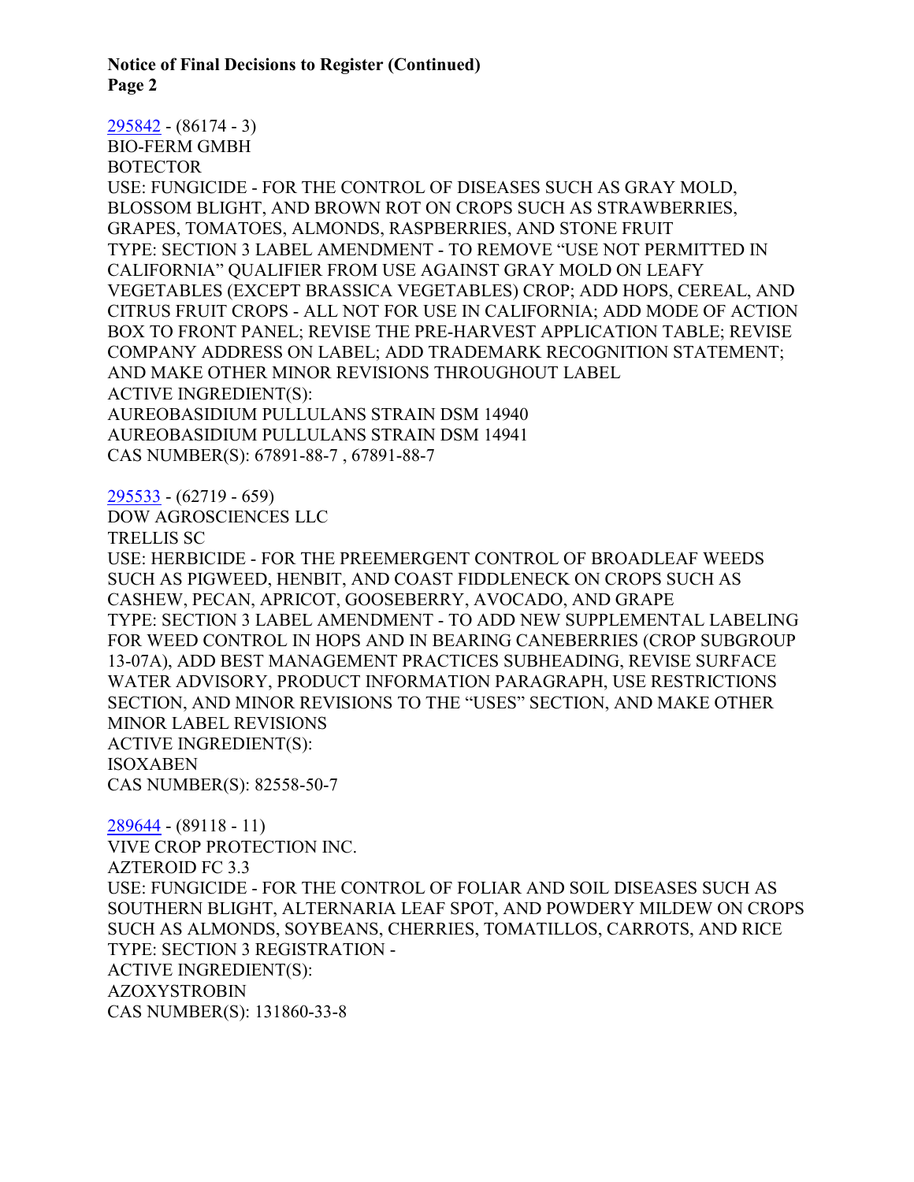**Notice of Final Decisions to Register (Continued)**

[295842](#) - (86174 - 3)
BIO-FERM GMBH
BOTECTOR
USE: FUNGICIDE - FOR THE CONTROL OF DISEASES SUCH AS GRAY MOLD, BLOSSOM BLIGHT, AND BROWN ROT ON CROPS SUCH AS STRAWBERRIES, GRAPES, TOMATOES, ALMONDS, RASPBERRIES, AND STONE FRUIT
TYPE: SECTION 3 LABEL AMENDMENT - TO REMOVE "USE NOT PERMITTED IN CALIFORNIA" QUALIFIER FROM USE AGAINST GRAY MOLD ON LEAFY VEGETABLES (EXCEPT BRASSICA VEGETABLES) CROP; ADD HOPS, CEREAL, AND CITRUS FRUIT CROPS - ALL NOT FOR USE IN CALIFORNIA; ADD MODE OF ACTION BOX TO FRONT PANEL; REVISE THE PRE-HARVEST APPLICATION TABLE; REVISE COMPANY ADDRESS ON LABEL; ADD TRADEMARK RECOGNITION STATEMENT; AND MAKE OTHER MINOR REVISIONS THROUGHOUT LABEL
ACTIVE INGREDIENT(S):
AUREOBASIDIUM PULLULANS STRAIN DSM 14940
AUREOBASIDIUM PULLULANS STRAIN DSM 14941
CAS NUMBER(S): 67891-88-7 , 67891-88-7

[295533](#) - (62719 - 659)
DOW AGROSCIENCES LLC
TRELLIS SC
USE: HERBICIDE - FOR THE PREEMERGENT CONTROL OF BROADLEAF WEEDS SUCH AS PIGWEED, HENBIT, AND COAST FIDDLENECK ON CROPS SUCH AS CASHEW, PECAN, APRICOT, GOOSEBERRY, AVOCADO, AND GRAPE
TYPE: SECTION 3 LABEL AMENDMENT - TO ADD NEW SUPPLEMENTAL LABELING FOR WEED CONTROL IN HOPS AND IN BEARING CANEBERRIES (CROP SUBGROUP 13-07A), ADD BEST MANAGEMENT PRACTICES SUBHEADING, REVISE SURFACE WATER ADVISORY, PRODUCT INFORMATION PARAGRAPH, USE RESTRICTIONS SECTION, AND MINOR REVISIONS TO THE "USES" SECTION, AND MAKE OTHER MINOR LABEL REVISIONS
ACTIVE INGREDIENT(S):
ISOXABEN
CAS NUMBER(S): 82558-50-7

[289644](#) - (89118 - 11)
VIVE CROP PROTECTION INC.
AZTEROID FC 3.3
USE: FUNGICIDE - FOR THE CONTROL OF FOLIAR AND SOIL DISEASES SUCH AS SOUTHERN BLIGHT, ALTERNARIA LEAF SPOT, AND POWDERY MILDEW ON CROPS SUCH AS ALMONDS, SOYBEANS, CHERRIES, TOMATILLOS, CARROTS, AND RICE
TYPE: SECTION 3 REGISTRATION -
ACTIVE INGREDIENT(S):
AZOXYSTROBIN
CAS NUMBER(S): 131860-33-8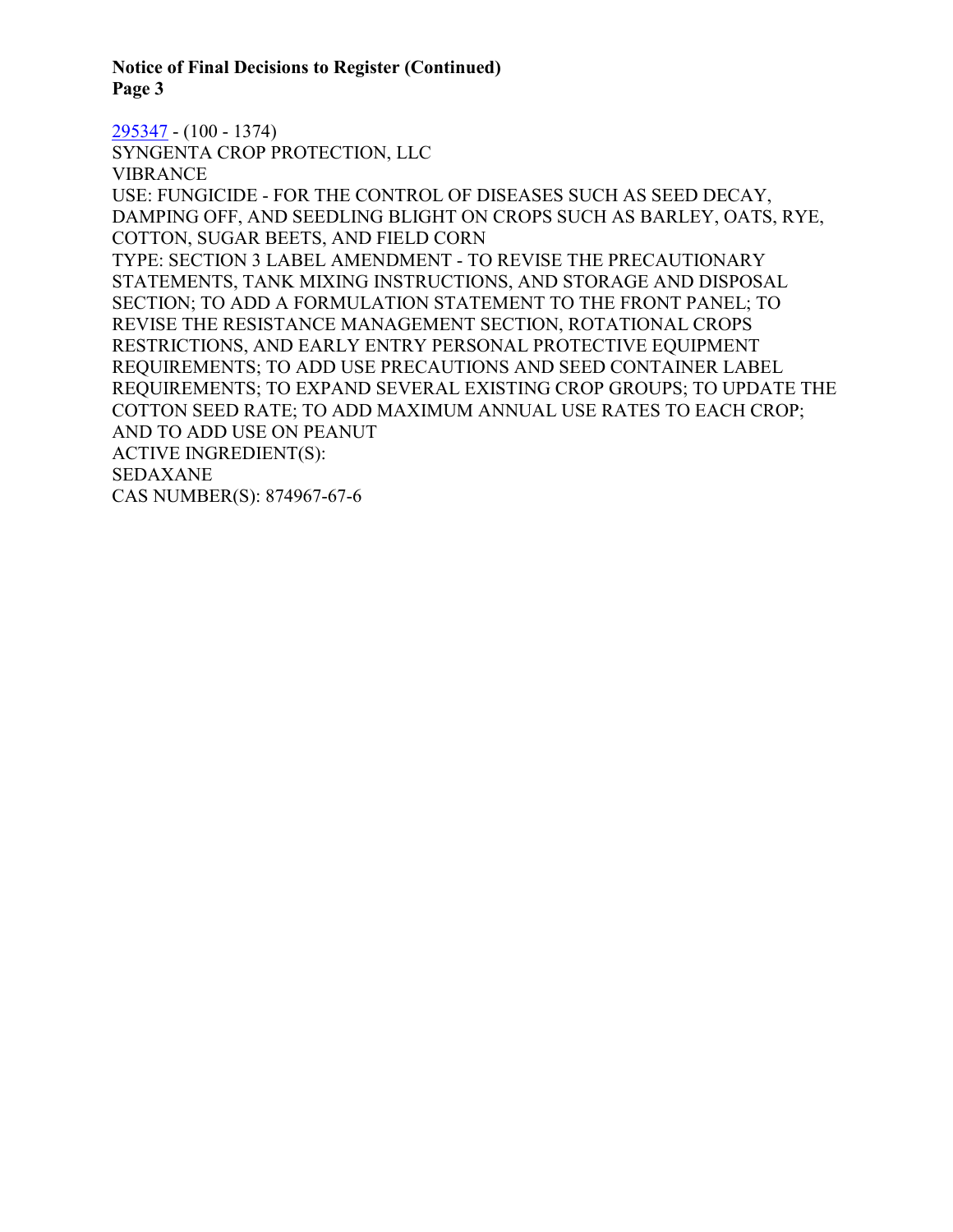295347 - (100 - 1374)
SYNGENTA CROP PROTECTION, LLC
VIBRANCE
USE: FUNGICIDE - FOR THE CONTROL OF DISEASES SUCH AS SEED DECAY, DAMPING OFF, AND SEEDLING BLIGHT ON CROPS SUCH AS BARLEY, OATS, RYE, COTTON, SUGAR BEETS, AND FIELD CORN
TYPE: SECTION 3 LABEL AMENDMENT - TO REVISE THE PRECAUTIONARY STATEMENTS, TANK MIXING INSTRUCTIONS, AND STORAGE AND DISPOSAL SECTION; TO ADD A FORMULATION STATEMENT TO THE FRONT PANEL; TO REVISE THE RESISTANCE MANAGEMENT SECTION, ROTATIONAL CROPS RESTRICTIONS, AND EARLY ENTRY PERSONAL PROTECTIVE EQUIPMENT REQUIREMENTS; TO ADD USE PRECAUTIONS AND SEED CONTAINER LABEL REQUIREMENTS; TO EXPAND SEVERAL EXISTING CROP GROUPS; TO UPDATE THE COTTON SEED RATE; TO ADD MAXIMUM ANNUAL USE RATES TO EACH CROP; AND TO ADD USE ON PEANUT
ACTIVE INGREDIENT(S):
SEDAXANE
CAS NUMBER(S): 874967-67-6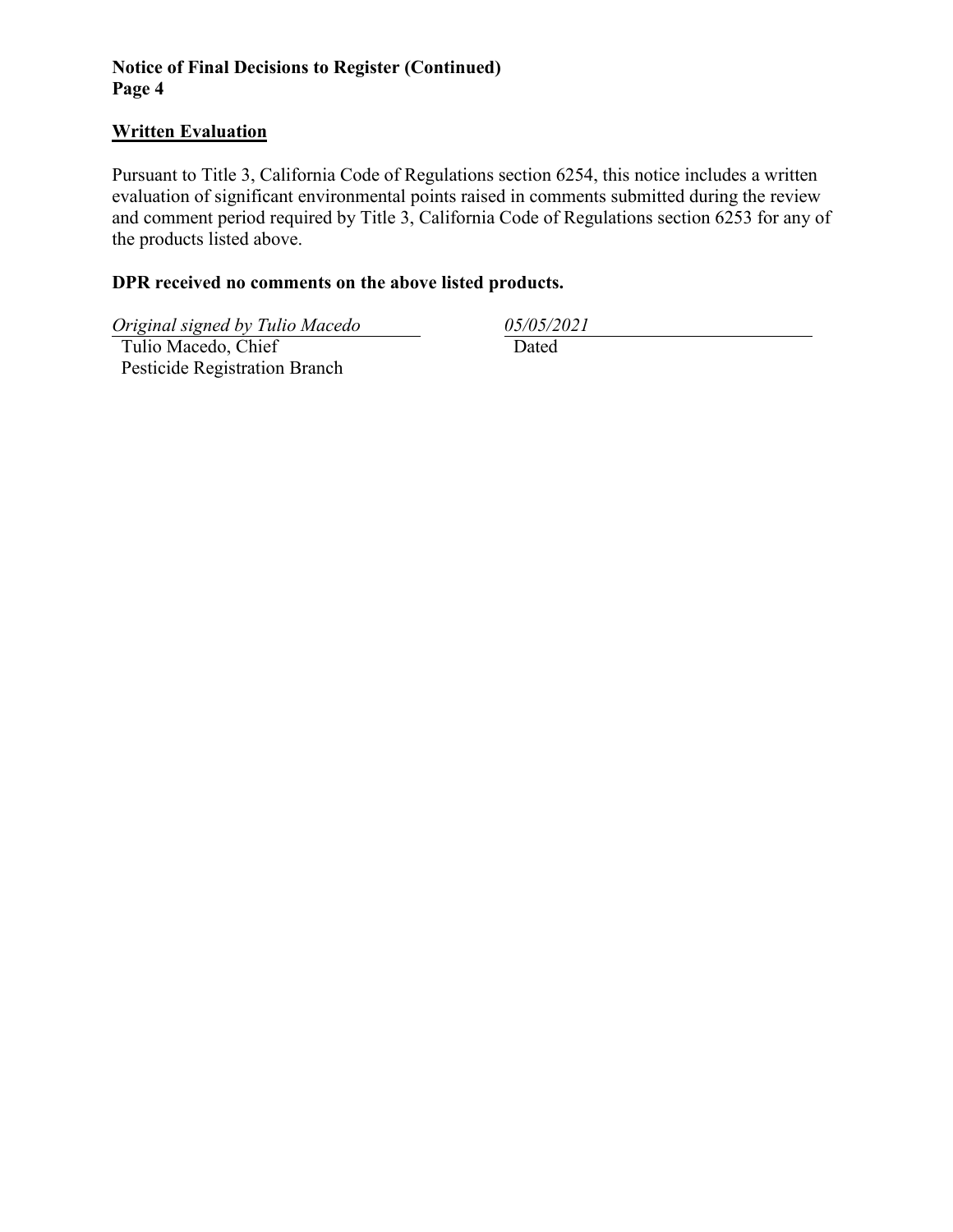## Written Evaluation

Pursuant to Title 3, California Code of Regulations section 6254, this notice includes a written evaluation of significant environmental points raised in comments submitted during the review and comment period required by Title 3, California Code of Regulations section 6253 for any of the products listed above.

**DPR received no comments on the above listed products.**

*Original signed by Tulio Macedo*
Tulio Macedo, Chief
Pesticide Registration Branch

*05/05/2021*
Dated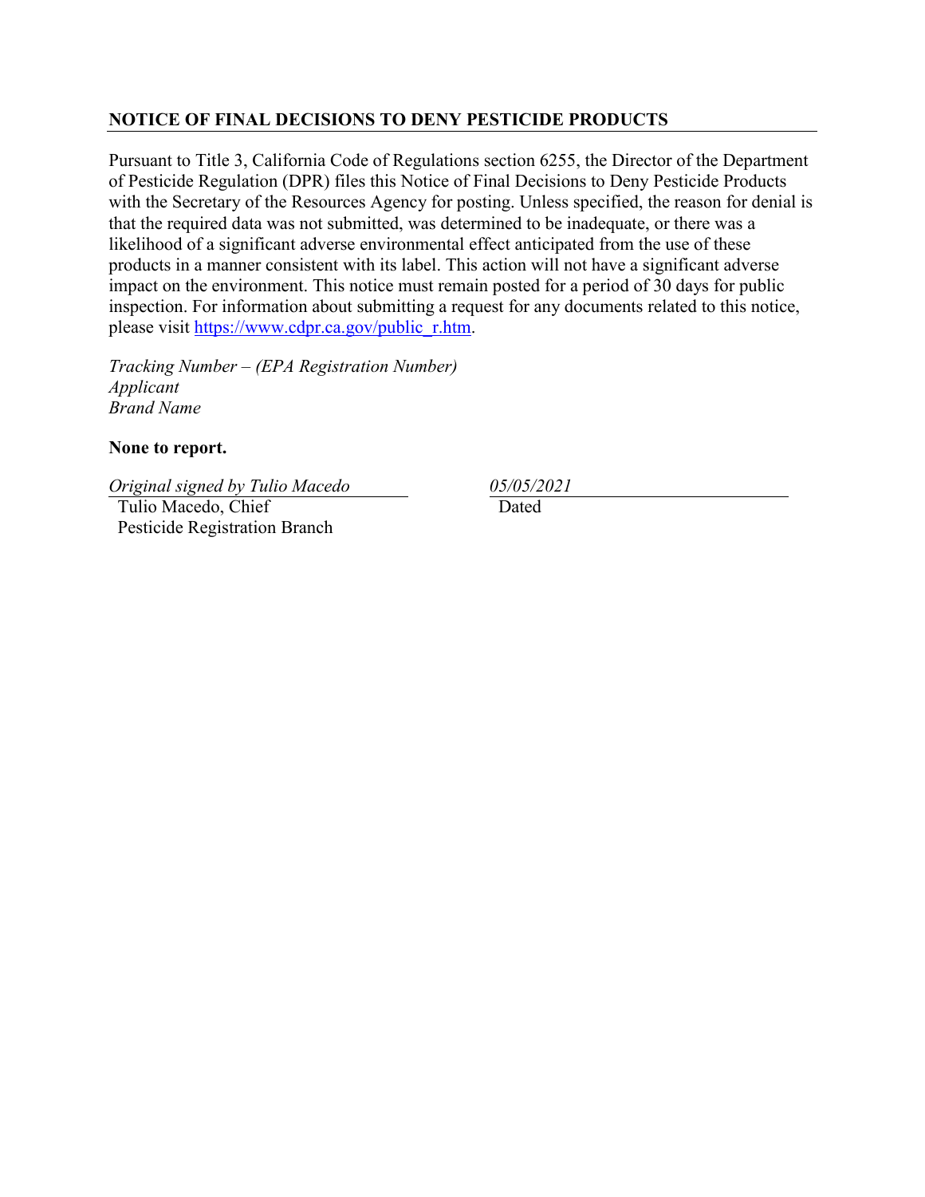## NOTICE OF FINAL DECISIONS TO DENY PESTICIDE PRODUCTS

Pursuant to Title 3, California Code of Regulations section 6255, the Director of the Department of Pesticide Regulation (DPR) files this Notice of Final Decisions to Deny Pesticide Products with the Secretary of the Resources Agency for posting. Unless specified, the reason for denial is that the required data was not submitted, was determined to be inadequate, or there was a likelihood of a significant adverse environmental effect anticipated from the use of these products in a manner consistent with its label. This action will not have a significant adverse impact on the environment. This notice must remain posted for a period of 30 days for public inspection. For information about submitting a request for any documents related to this notice, please visit https://www.cdpr.ca.gov/public_r.htm.

*Tracking Number – (EPA Registration Number)*
*Applicant*
*Brand Name*

**None to report.**

*Original signed by Tulio Macedo*
Tulio Macedo, Chief
Pesticide Registration Branch

*05/05/2021*
Dated